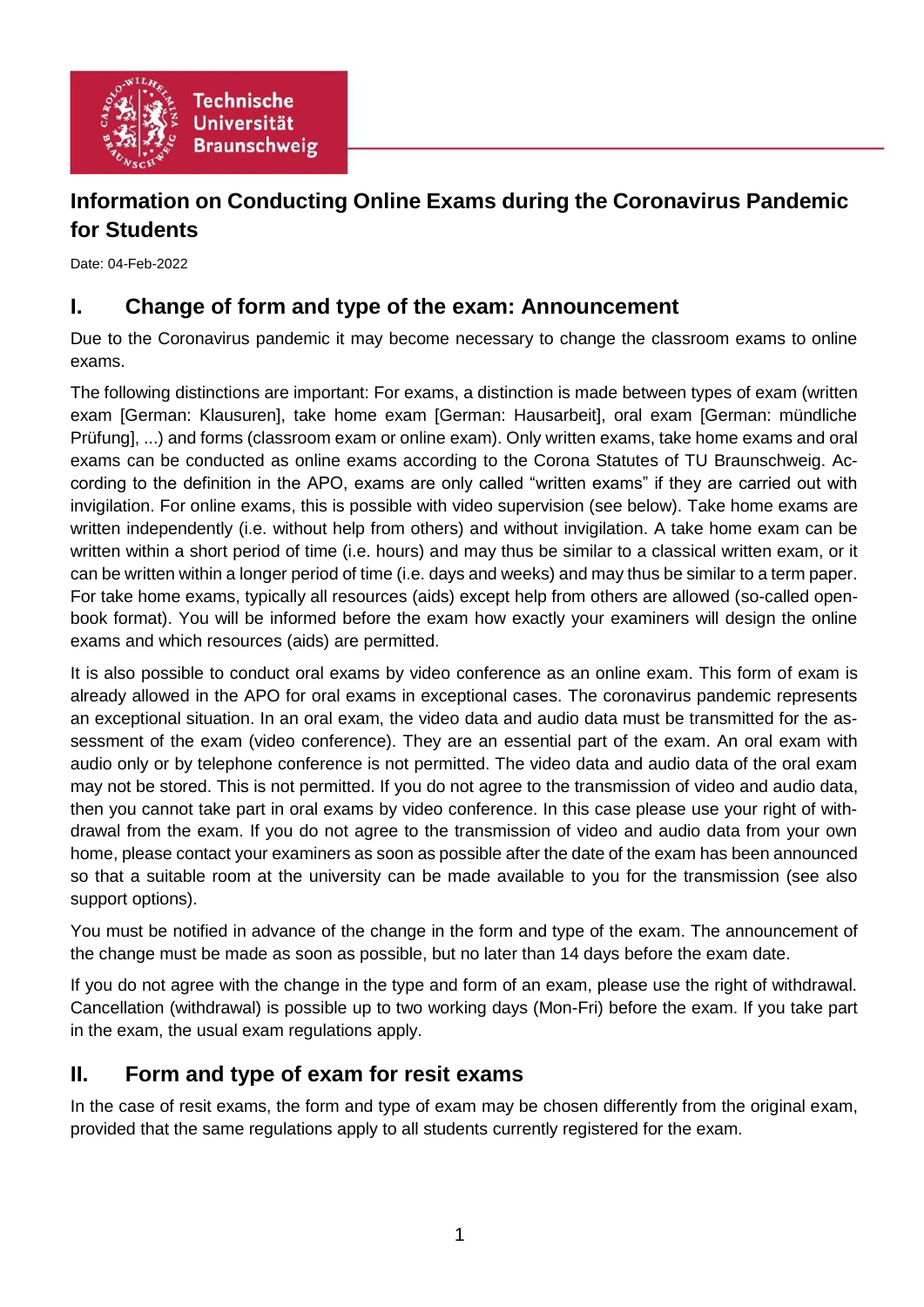# Information on Conducting Online Exams during the Coronavirus Pandemic for Students

Date: 04-Feb-2022

## I. Change of form and type of the exam: Announcement

Due to the Coronavirus pandemic it may become necessary to change the classroom exams to online exams.

The following distinctions are important: For exams, a distinction is made between types of exam (written exam [German: Klausuren], take home exam [German: Hausarbeit], oral exam [German: mündliche Prüfung], ...) and forms (classroom exam or online exam). Only written exams, take home exams and oral exams can be conducted as online exams according to the Corona Statutes of TU Braunschweig. According to the definition in the APO, exams are only called "written exams" if they are carried out with invigilation. For online exams, this is possible with video supervision (see below). Take home exams are written independently (i.e. without help from others) and without invigilation. A take home exam can be written within a short period of time (i.e. hours) and may thus be similar to a classical written exam, or it can be written within a longer period of time (i.e. days and weeks) and may thus be similar to a term paper. For take home exams, typically all resources (aids) except help from others are allowed (so-called open-book format). You will be informed before the exam how exactly your examiners will design the online exams and which resources (aids) are permitted.

It is also possible to conduct oral exams by video conference as an online exam. This form of exam is already allowed in the APO for oral exams in exceptional cases. The coronavirus pandemic represents an exceptional situation. In an oral exam, the video data and audio data must be transmitted for the assessment of the exam (video conference). They are an essential part of the exam. An oral exam with audio only or by telephone conference is not permitted. The video data and audio data of the oral exam may not be stored. This is not permitted. If you do not agree to the transmission of video and audio data, then you cannot take part in oral exams by video conference. In this case please use your right of withdrawal from the exam. If you do not agree to the transmission of video and audio data from your own home, please contact your examiners as soon as possible after the date of the exam has been announced so that a suitable room at the university can be made available to you for the transmission (see also support options).

You must be notified in advance of the change in the form and type of the exam. The announcement of the change must be made as soon as possible, but no later than 14 days before the exam date.

If you do not agree with the change in the type and form of an exam, please use the right of withdrawal. Cancellation (withdrawal) is possible up to two working days (Mon-Fri) before the exam. If you take part in the exam, the usual exam regulations apply.

## II. Form and type of exam for resit exams

In the case of resit exams, the form and type of exam may be chosen differently from the original exam, provided that the same regulations apply to all students currently registered for the exam.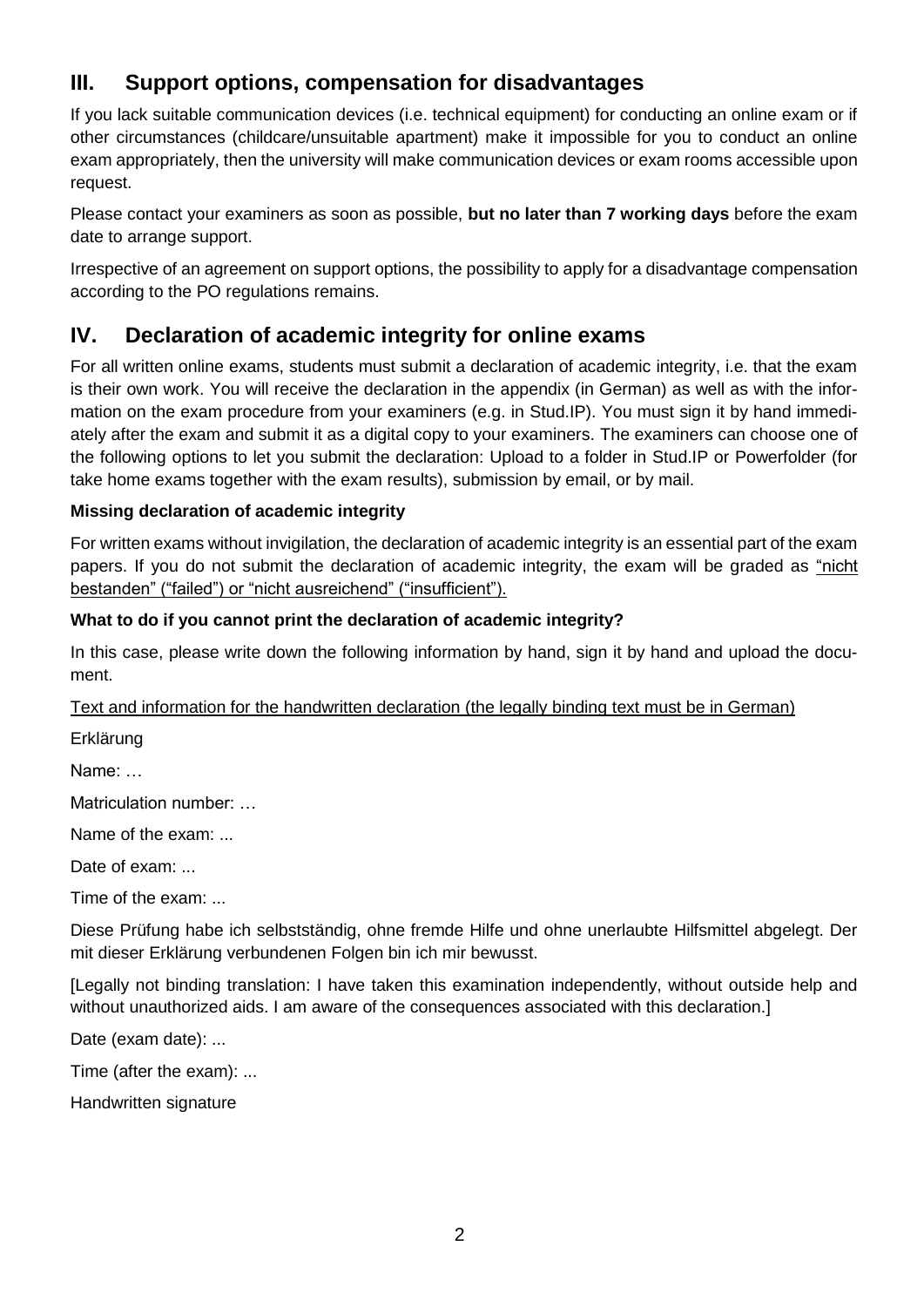## III. Support options, compensation for disadvantages

If you lack suitable communication devices (i.e. technical equipment) for conducting an online exam or if other circumstances (childcare/unsuitable apartment) make it impossible for you to conduct an online exam appropriately, then the university will make communication devices or exam rooms accessible upon request.

Please contact your examiners as soon as possible, **but no later than 7 working days** before the exam date to arrange support.

Irrespective of an agreement on support options, the possibility to apply for a disadvantage compensation according to the PO regulations remains.

## IV. Declaration of academic integrity for online exams

For all written online exams, students must submit a declaration of academic integrity, i.e. that the exam is their own work. You will receive the declaration in the appendix (in German) as well as with the information on the exam procedure from your examiners (e.g. in Stud.IP). You must sign it by hand immediately after the exam and submit it as a digital copy to your examiners. The examiners can choose one of the following options to let you submit the declaration: Upload to a folder in Stud.IP or Powerfolder (for take home exams together with the exam results), submission by email, or by mail.

**Missing declaration of academic integrity**

For written exams without invigilation, the declaration of academic integrity is an essential part of the exam papers. If you do not submit the declaration of academic integrity, the exam will be graded as "nicht bestanden" ("failed") or "nicht ausreichend" ("insufficient").

**What to do if you cannot print the declaration of academic integrity?**

In this case, please write down the following information by hand, sign it by hand and upload the document.

Text and information for the handwritten declaration (the legally binding text must be in German)

Erklärung

Name: …

Matriculation number: …

Name of the exam: ...

Date of exam: ...

Time of the exam: ...

Diese Prüfung habe ich selbstständig, ohne fremde Hilfe und ohne unerlaubte Hilfsmittel abgelegt. Der mit dieser Erklärung verbundenen Folgen bin ich mir bewusst.

[Legally not binding translation: I have taken this examination independently, without outside help and without unauthorized aids. I am aware of the consequences associated with this declaration.]

Date (exam date): ...

Time (after the exam): ...

Handwritten signature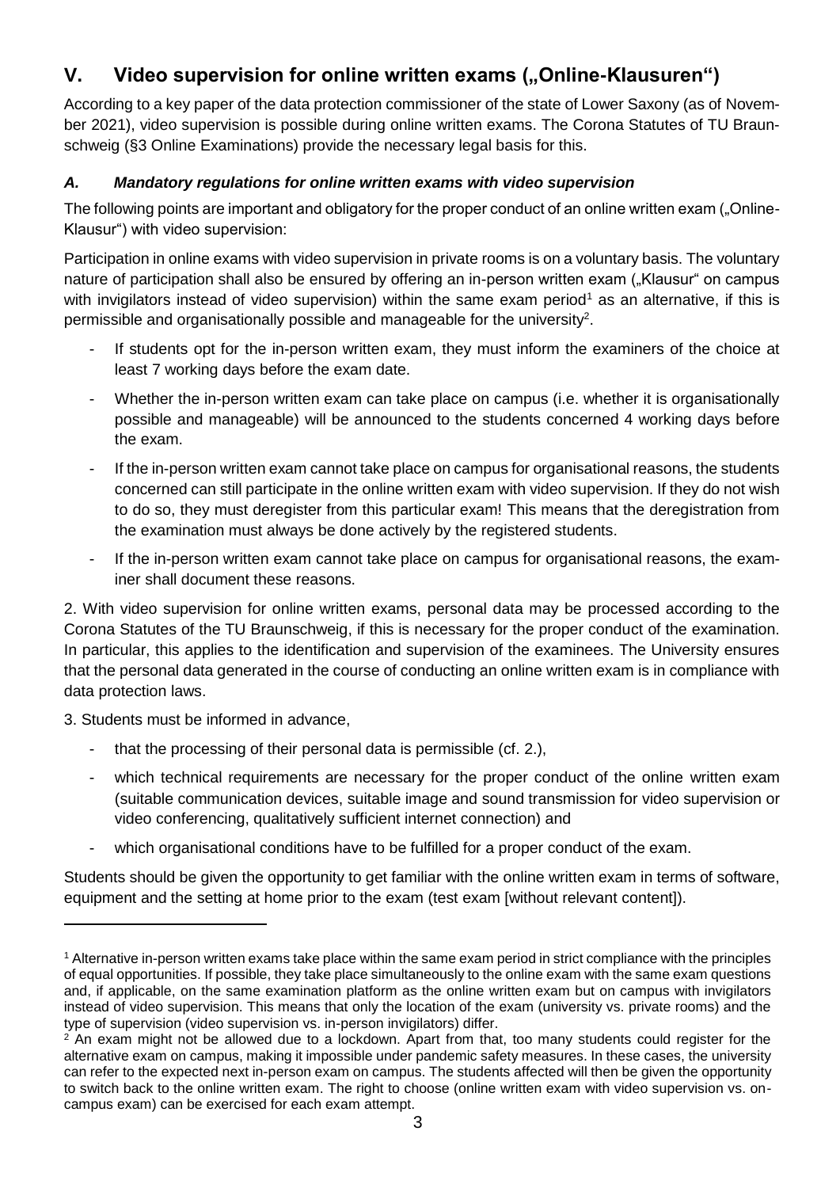## V. Video supervision for online written exams („Online-Klausuren“)

According to a key paper of the data protection commissioner of the state of Lower Saxony (as of November 2021), video supervision is possible during online written exams. The Corona Statutes of TU Braunschweig (§3 Online Examinations) provide the necessary legal basis for this.

### *A. Mandatory regulations for online written exams with video supervision*

The following points are important and obligatory for the proper conduct of an online written exam („Online-Klausur“) with video supervision:

Participation in online exams with video supervision in private rooms is on a voluntary basis. The voluntary nature of participation shall also be ensured by offering an in-person written exam („Klausur“ on campus with invigilators instead of video supervision) within the same exam period[1] as an alternative, if this is permissible and organisationally possible and manageable for the university[2].

- If students opt for the in-person written exam, they must inform the examiners of the choice at least 7 working days before the exam date.
- Whether the in-person written exam can take place on campus (i.e. whether it is organisationally possible and manageable) will be announced to the students concerned 4 working days before the exam.
- If the in-person written exam cannot take place on campus for organisational reasons, the students concerned can still participate in the online written exam with video supervision. If they do not wish to do so, they must deregister from this particular exam! This means that the deregistration from the examination must always be done actively by the registered students.
- If the in-person written exam cannot take place on campus for organisational reasons, the examiner shall document these reasons.

2. With video supervision for online written exams, personal data may be processed according to the Corona Statutes of the TU Braunschweig, if this is necessary for the proper conduct of the examination. In particular, this applies to the identification and supervision of the examinees. The University ensures that the personal data generated in the course of conducting an online written exam is in compliance with data protection laws.

3. Students must be informed in advance,

- that the processing of their personal data is permissible (cf. 2.),
- which technical requirements are necessary for the proper conduct of the online written exam (suitable communication devices, suitable image and sound transmission for video supervision or video conferencing, qualitatively sufficient internet connection) and
- which organisational conditions have to be fulfilled for a proper conduct of the exam.

Students should be given the opportunity to get familiar with the online written exam in terms of software, equipment and the setting at home prior to the exam (test exam [without relevant content]).

---

[1] Alternative in-person written exams take place within the same exam period in strict compliance with the principles of equal opportunities. If possible, they take place simultaneously to the online exam with the same exam questions and, if applicable, on the same examination platform as the online written exam but on campus with invigilators instead of video supervision. This means that only the location of the exam (university vs. private rooms) and the type of supervision (video supervision vs. in-person invigilators) differ.

[2] An exam might not be allowed due to a lockdown. Apart from that, too many students could register for the alternative exam on campus, making it impossible under pandemic safety measures. In these cases, the university can refer to the expected next in-person exam on campus. The students affected will then be given the opportunity to switch back to the online written exam. The right to choose (online written exam with video supervision vs. on-campus exam) can be exercised for each exam attempt.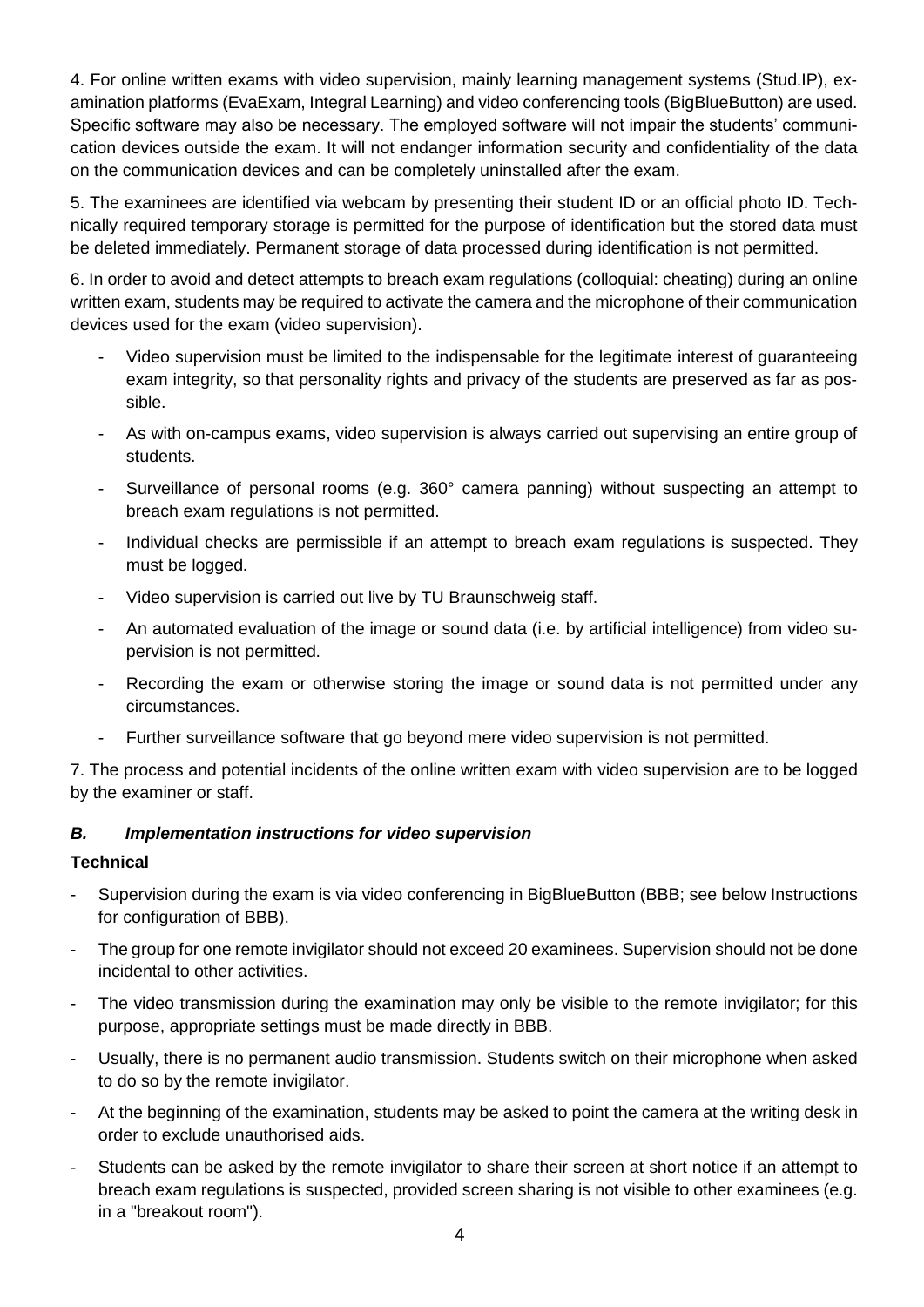4. For online written exams with video supervision, mainly learning management systems (Stud.IP), examination platforms (EvaExam, Integral Learning) and video conferencing tools (BigBlueButton) are used. Specific software may also be necessary. The employed software will not impair the students' communication devices outside the exam. It will not endanger information security and confidentiality of the data on the communication devices and can be completely uninstalled after the exam.

5. The examinees are identified via webcam by presenting their student ID or an official photo ID. Technically required temporary storage is permitted for the purpose of identification but the stored data must be deleted immediately. Permanent storage of data processed during identification is not permitted.

6. In order to avoid and detect attempts to breach exam regulations (colloquial: cheating) during an online written exam, students may be required to activate the camera and the microphone of their communication devices used for the exam (video supervision).

- Video supervision must be limited to the indispensable for the legitimate interest of guaranteeing exam integrity, so that personality rights and privacy of the students are preserved as far as possible.
- As with on-campus exams, video supervision is always carried out supervising an entire group of students.
- Surveillance of personal rooms (e.g. 360° camera panning) without suspecting an attempt to breach exam regulations is not permitted.
- Individual checks are permissible if an attempt to breach exam regulations is suspected. They must be logged.
- Video supervision is carried out live by TU Braunschweig staff.
- An automated evaluation of the image or sound data (i.e. by artificial intelligence) from video supervision is not permitted.
- Recording the exam or otherwise storing the image or sound data is not permitted under any circumstances.
- Further surveillance software that go beyond mere video supervision is not permitted.

7. The process and potential incidents of the online written exam with video supervision are to be logged by the examiner or staff.

### *B. Implementation instructions for video supervision*

**Technical**

- Supervision during the exam is via video conferencing in BigBlueButton (BBB; see below Instructions for configuration of BBB).
- The group for one remote invigilator should not exceed 20 examinees. Supervision should not be done incidental to other activities.
- The video transmission during the examination may only be visible to the remote invigilator; for this purpose, appropriate settings must be made directly in BBB.
- Usually, there is no permanent audio transmission. Students switch on their microphone when asked to do so by the remote invigilator.
- At the beginning of the examination, students may be asked to point the camera at the writing desk in order to exclude unauthorised aids.
- Students can be asked by the remote invigilator to share their screen at short notice if an attempt to breach exam regulations is suspected, provided screen sharing is not visible to other examinees (e.g. in a "breakout room").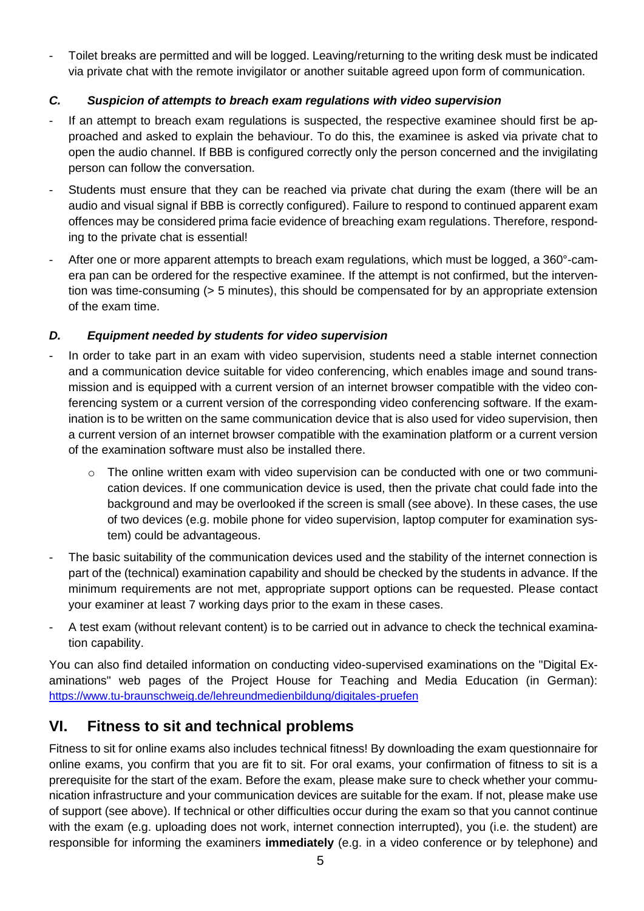- Toilet breaks are permitted and will be logged. Leaving/returning to the writing desk must be indicated via private chat with the remote invigilator or another suitable agreed upon form of communication.

### *C. Suspicion of attempts to breach exam regulations with video supervision*

- If an attempt to breach exam regulations is suspected, the respective examinee should first be approached and asked to explain the behaviour. To do this, the examinee is asked via private chat to open the audio channel. If BBB is configured correctly only the person concerned and the invigilating person can follow the conversation.
- Students must ensure that they can be reached via private chat during the exam (there will be an audio and visual signal if BBB is correctly configured). Failure to respond to continued apparent exam offences may be considered prima facie evidence of breaching exam regulations. Therefore, responding to the private chat is essential!
- After one or more apparent attempts to breach exam regulations, which must be logged, a 360°-camera pan can be ordered for the respective examinee. If the attempt is not confirmed, but the intervention was time-consuming (> 5 minutes), this should be compensated for by an appropriate extension of the exam time.

### *D. Equipment needed by students for video supervision*

- In order to take part in an exam with video supervision, students need a stable internet connection and a communication device suitable for video conferencing, which enables image and sound transmission and is equipped with a current version of an internet browser compatible with the video conferencing system or a current version of the corresponding video conferencing software. If the examination is to be written on the same communication device that is also used for video supervision, then a current version of an internet browser compatible with the examination platform or a current version of the examination software must also be installed there.
  - The online written exam with video supervision can be conducted with one or two communication devices. If one communication device is used, then the private chat could fade into the background and may be overlooked if the screen is small (see above). In these cases, the use of two devices (e.g. mobile phone for video supervision, laptop computer for examination system) could be advantageous.
- The basic suitability of the communication devices used and the stability of the internet connection is part of the (technical) examination capability and should be checked by the students in advance. If the minimum requirements are not met, appropriate support options can be requested. Please contact your examiner at least 7 working days prior to the exam in these cases.
- A test exam (without relevant content) is to be carried out in advance to check the technical examination capability.

You can also find detailed information on conducting video-supervised examinations on the "Digital Examinations" web pages of the Project House for Teaching and Media Education (in German): https://www.tu-braunschweig.de/lehreundmedienbildung/digitales-pruefen

## VI. Fitness to sit and technical problems

Fitness to sit for online exams also includes technical fitness! By downloading the exam questionnaire for online exams, you confirm that you are fit to sit. For oral exams, your confirmation of fitness to sit is a prerequisite for the start of the exam. Before the exam, please make sure to check whether your communication infrastructure and your communication devices are suitable for the exam. If not, please make use of support (see above). If technical or other difficulties occur during the exam so that you cannot continue with the exam (e.g. uploading does not work, internet connection interrupted), you (i.e. the student) are responsible for informing the examiners **immediately** (e.g. in a video conference or by telephone) and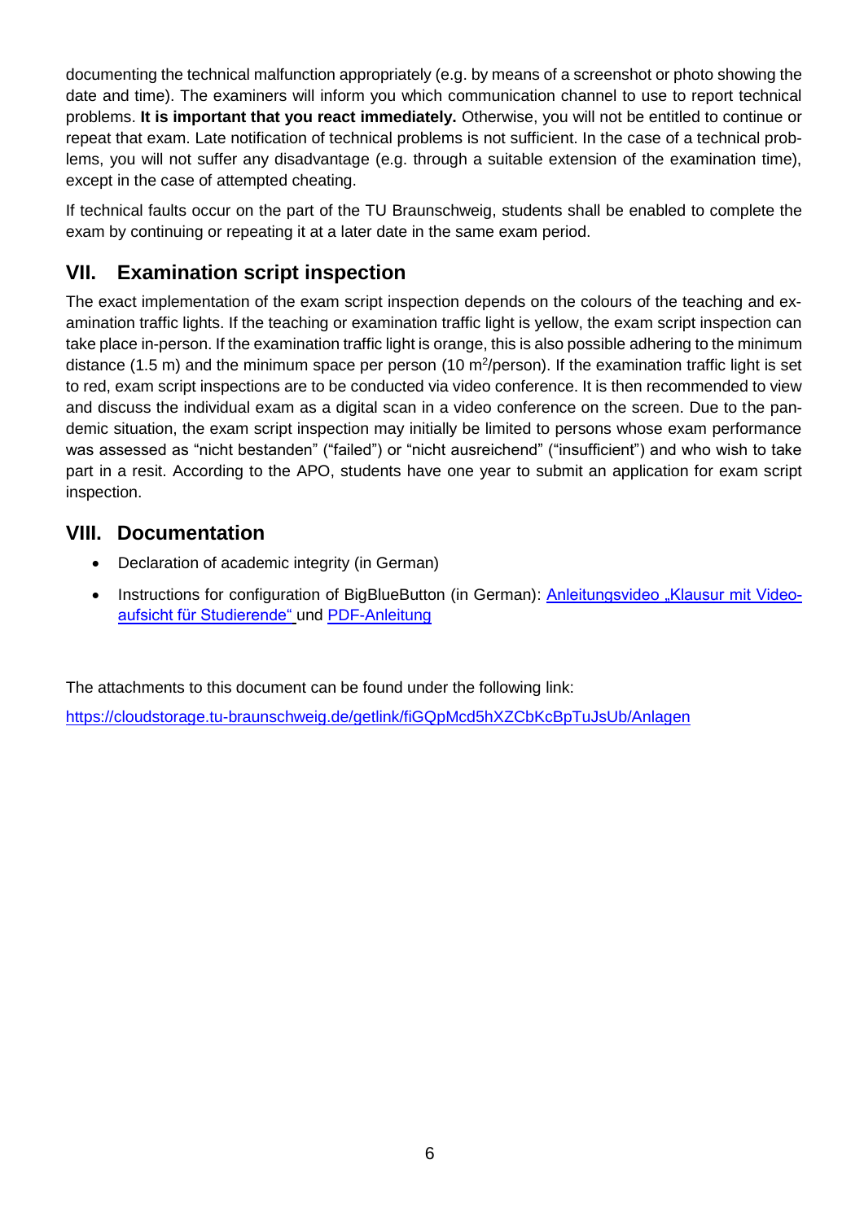documenting the technical malfunction appropriately (e.g. by means of a screenshot or photo showing the date and time). The examiners will inform you which communication channel to use to report technical problems. **It is important that you react immediately.** Otherwise, you will not be entitled to continue or repeat that exam. Late notification of technical problems is not sufficient. In the case of a technical problems, you will not suffer any disadvantage (e.g. through a suitable extension of the examination time), except in the case of attempted cheating.

If technical faults occur on the part of the TU Braunschweig, students shall be enabled to complete the exam by continuing or repeating it at a later date in the same exam period.

## VII. Examination script inspection

The exact implementation of the exam script inspection depends on the colours of the teaching and examination traffic lights. If the teaching or examination traffic light is yellow, the exam script inspection can take place in-person. If the examination traffic light is orange, this is also possible adhering to the minimum distance (1.5 m) and the minimum space per person (10 $m^2$/person). If the examination traffic light is set to red, exam script inspections are to be conducted via video conference. It is then recommended to view and discuss the individual exam as a digital scan in a video conference on the screen. Due to the pandemic situation, the exam script inspection may initially be limited to persons whose exam performance was assessed as "nicht bestanden" ("failed") or "nicht ausreichend" ("insufficient") and who wish to take part in a resit. According to the APO, students have one year to submit an application for exam script inspection.

## VIII. Documentation

- Declaration of academic integrity (in German)
- Instructions for configuration of BigBlueButton (in German): Anleitungsvideo „Klausur mit Videoaufsicht für Studierende" und PDF-Anleitung

The attachments to this document can be found under the following link:

https://cloudstorage.tu-braunschweig.de/getlink/fiGQpMcd5hXZCbKcBpTuJsUb/Anlagen